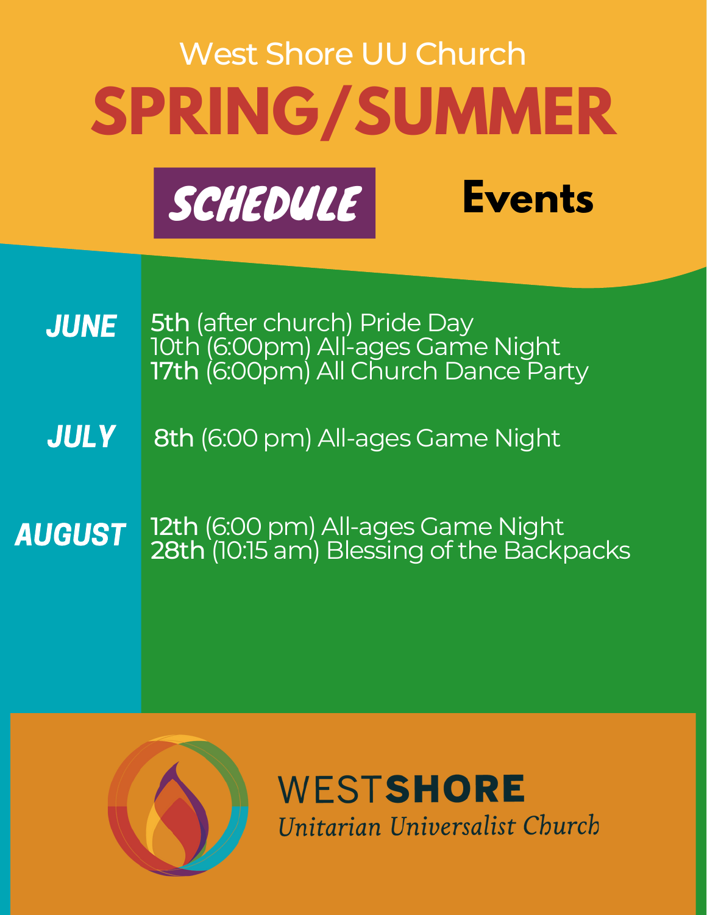West Shore UU Church

# SPRING/SUMMER

## SCHEDULE

## Events

### JUNE

**5th** (after church) Pride Day
10th (6:00pm) All-ages Game Night
**17th** (6:00pm) All Church Dance Party

### JULY

**8th** (6:00 pm) All-ages Game Night

### AUGUST

**12th** (6:00 pm) All-ages Game Night
**28th** (10:15 am) Blessing of the Backpacks

WEST**SHORE**
*Unitarian Universalist Church*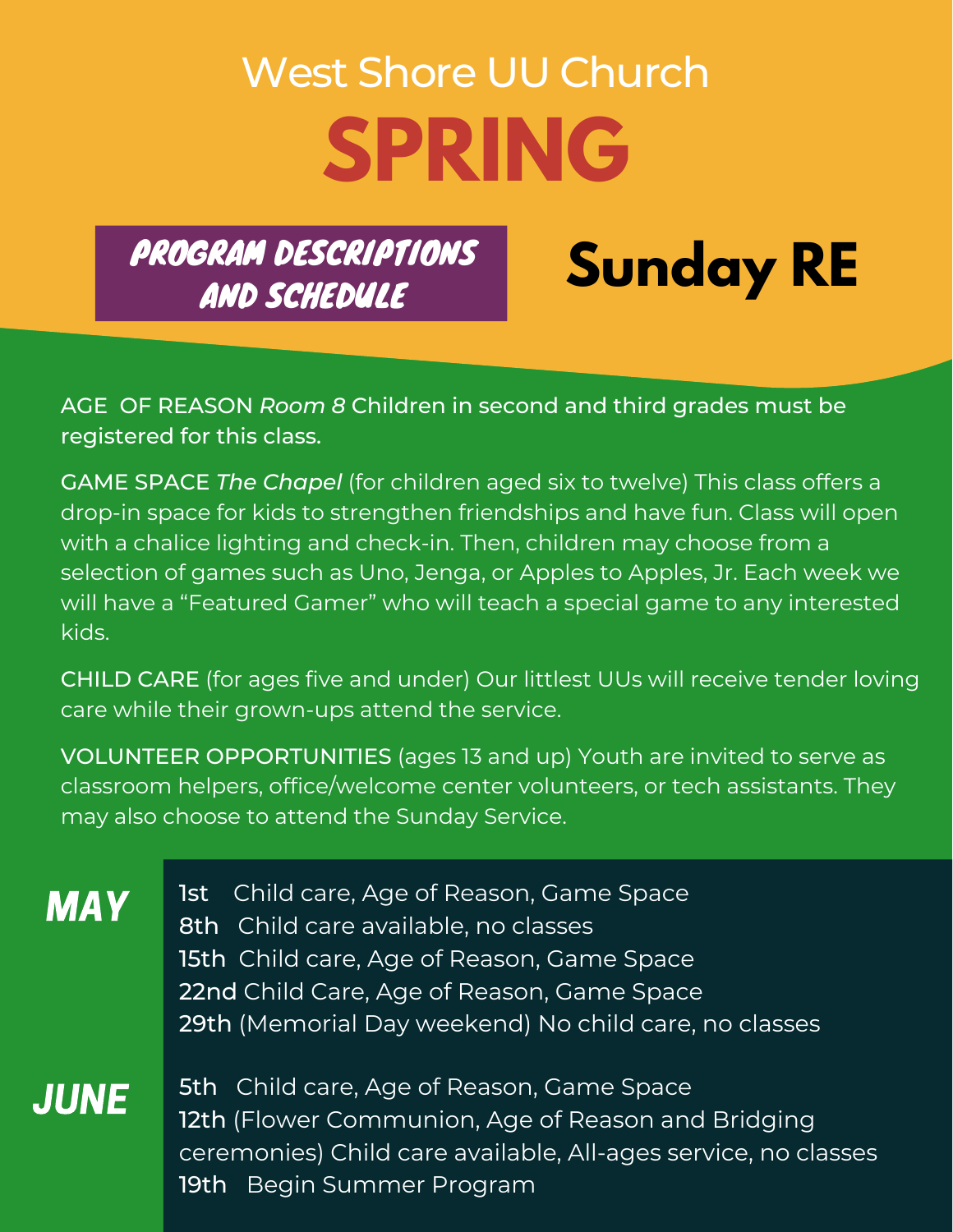# West Shore UU Church

# SPRING

## PROGRAM DESCRIPTIONS AND SCHEDULE

## Sunday RE

AGE OF REASON *Room 8* Children in second and third grades must be registered for this class.

GAME SPACE *The Chapel* (for children aged six to twelve) This class offers a drop-in space for kids to strengthen friendships and have fun. Class will open with a chalice lighting and check-in. Then, children may choose from a selection of games such as Uno, Jenga, or Apples to Apples, Jr. Each week we will have a "Featured Gamer" who will teach a special game to any interested kids.

CHILD CARE (for ages five and under) Our littlest UUs will receive tender loving care while their grown-ups attend the service.

VOLUNTEER OPPORTUNITIES (ages 13 and up) Youth are invited to serve as classroom helpers, office/welcome center volunteers, or tech assistants. They may also choose to attend the Sunday Service.

### MAY

- **1st** Child care, Age of Reason, Game Space
- **8th** Child care available, no classes
- **15th** Child care, Age of Reason, Game Space
- **22nd** Child Care, Age of Reason, Game Space
- **29th** (Memorial Day weekend) No child care, no classes

### JUNE

- **5th** Child care, Age of Reason, Game Space
- **12th** (Flower Communion, Age of Reason and Bridging ceremonies) Child care available, All-ages service, no classes
- **19th** Begin Summer Program